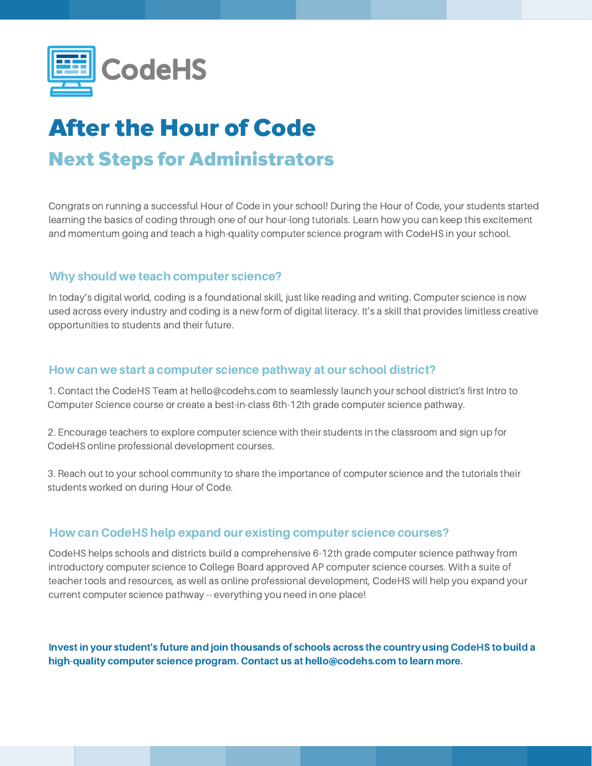CodeHS

# After the Hour of Code

## Next Steps for Administrators

Congrats on running a successful Hour of Code in your school! During the Hour of Code, your students started learning the basics of coding through one of our hour-long tutorials. Learn how you can keep this excitement and momentum going and teach a high-quality computer science program with CodeHS in your school.

### Why should we teach computer science?

In today's digital world, coding is a foundational skill, just like reading and writing. Computer science is now used across every industry and coding is a new form of digital literacy. It's a skill that provides limitless creative opportunities to students and their future.

### How can we start a computer science pathway at our school district?

1. Contact the CodeHS Team at hello@codehs.com to seamlessly launch your school district's first Intro to Computer Science course or create a best-in-class 6th-12th grade computer science pathway.

2. Encourage teachers to explore computer science with their students in the classroom and sign up for CodeHS online professional development courses.

3. Reach out to your school community to share the importance of computer science and the tutorials their students worked on during Hour of Code.

### How can CodeHS help expand our existing computer science courses?

CodeHS helps schools and districts build a comprehensive 6-12th grade computer science pathway from introductory computer science to College Board approved AP computer science courses. With a suite of teacher tools and resources, as well as online professional development, CodeHS will help you expand your current computer science pathway -- everything you need in one place!

**Invest in your student's future and join thousands of schools across the country using CodeHS to build a high-quality computer science program. Contact us at hello@codehs.com to learn more.**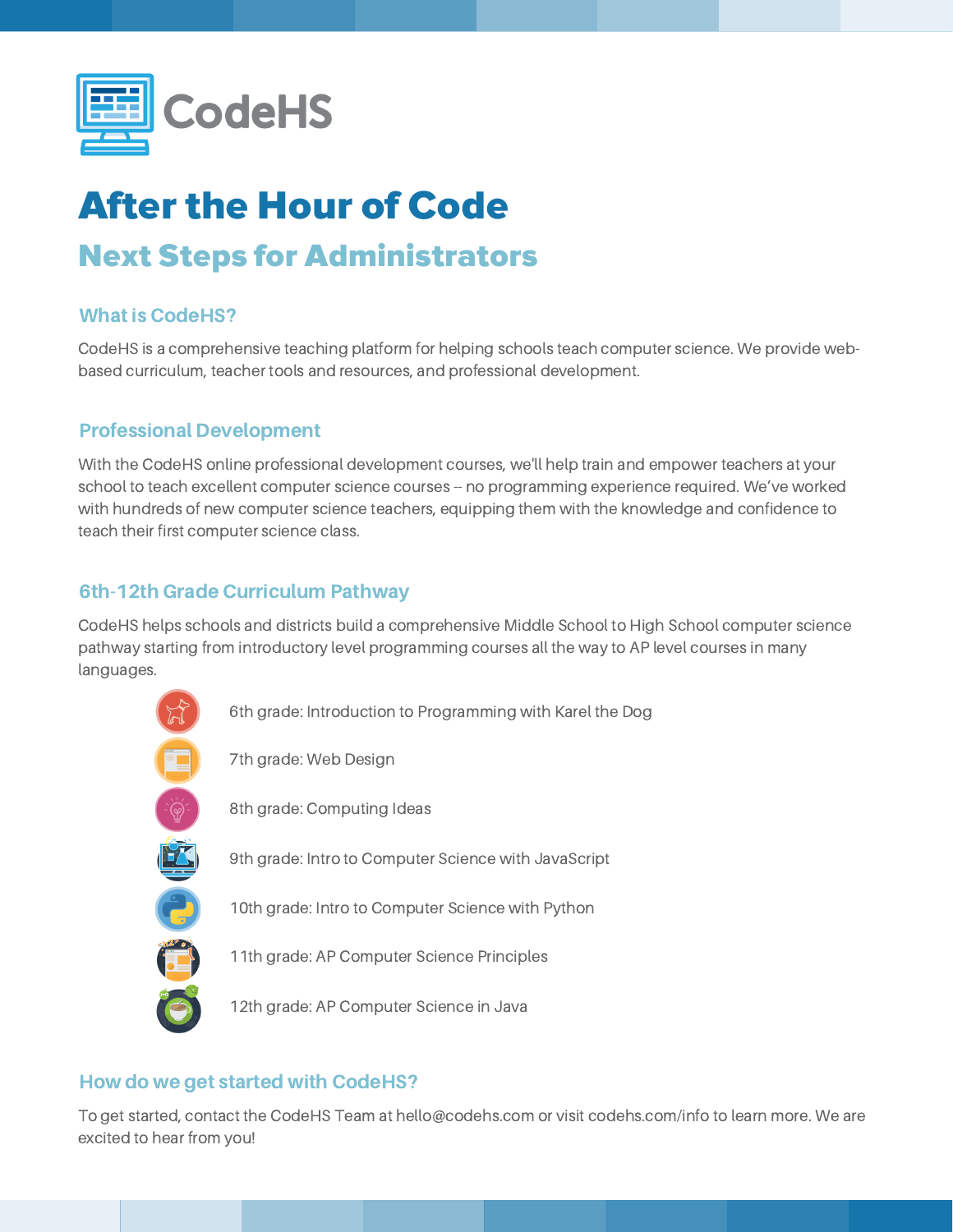CodeHS

# After the Hour of Code

## Next Steps for Administrators

### What is CodeHS?

CodeHS is a comprehensive teaching platform for helping schools teach computer science. We provide web-based curriculum, teacher tools and resources, and professional development.

### Professional Development

With the CodeHS online professional development courses, we'll help train and empower teachers at your school to teach excellent computer science courses -- no programming experience required. We've worked with hundreds of new computer science teachers, equipping them with the knowledge and confidence to teach their first computer science class.

### 6th-12th Grade Curriculum Pathway

CodeHS helps schools and districts build a comprehensive Middle School to High School computer science pathway starting from introductory level programming courses all the way to AP level courses in many languages.

- 6th grade: Introduction to Programming with Karel the Dog
- 7th grade: Web Design
- 8th grade: Computing Ideas
- 9th grade: Intro to Computer Science with JavaScript
- 10th grade: Intro to Computer Science with Python
- 11th grade: AP Computer Science Principles
- 12th grade: AP Computer Science in Java

### How do we get started with CodeHS?

To get started, contact the CodeHS Team at hello@codehs.com or visit codehs.com/info to learn more. We are excited to hear from you!